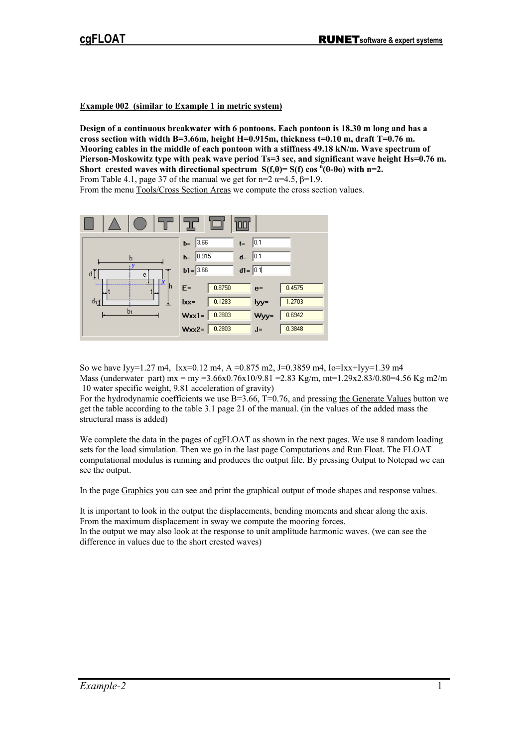**Example 002 (similar to Example 1 in metric system)**

**Design of a continuous breakwater with 6 pontoons. Each pontoon is 18.30 m long and has a cross section with width B=3.66m, height H=0.915m, thickness t=0.10 m, draft T=0.76 m. Mooring cables in the middle of each pontoon with a stiffness 49.18 kN/m. Wave spectrum of Pierson-Moskowitz type with peak wave period Ts=3 sec, and significant wave height Hs=0.76 m. Short crested waves with directional spectrum $S(f,\theta)= S(f) \cos^{n}(\theta-\theta o)$ with n=2.**

From Table 4.1, page 37 of the manual we get for n=2 $\alpha$=4.5, $\beta$=1.9.

From the menu Tools/Cross Section Areas we compute the cross section values.

| | | | |
|---|---|---|---|
| b= 3.66 | t= 0.1 | | |
| h= 0.915 | d= 0.1 | | |
| b1= 3.66 | d1= 0.1 | | |
| E= | 0.8750 | e= | 0.4575 |
| Ixx= | 0.1283 | Iyy= | 1.2703 |
| Wxx1= | 0.2803 | Wyy= | 0.6942 |
| Wxx2= | 0.2803 | J= | 0.3848 |

So we have Iyy=1.27 m4, Ixx=0.12 m4, A =0.875 m2, J=0.3859 m4, Io=Ixx+Iyy=1.39 m4

Mass (underwater part) mx = my =3.66x0.76x10/9.81 =2.83 Kg/m, mt=1.29x2.83/0.80=4.56 Kg m2/m
10 water specific weight, 9.81 acceleration of gravity)

For the hydrodynamic coefficients we use B=3.66, T=0.76, and pressing the Generate Values button we get the table according to the table 3.1 page 21 of the manual. (in the values of the added mass the structural mass is added)

We complete the data in the pages of cgFLOAT as shown in the next pages. We use 8 random loading sets for the load simulation. Then we go in the last page Computations and Run Float. The FLOAT computational modulus is running and produces the output file. By pressing Output to Notepad we can see the output.

In the page Graphics you can see and print the graphical output of mode shapes and response values.

It is important to look in the output the displacements, bending moments and shear along the axis. From the maximum displacement in sway we compute the mooring forces.

In the output we may also look at the response to unit amplitude harmonic waves. (we can see the difference in values due to the short crested waves)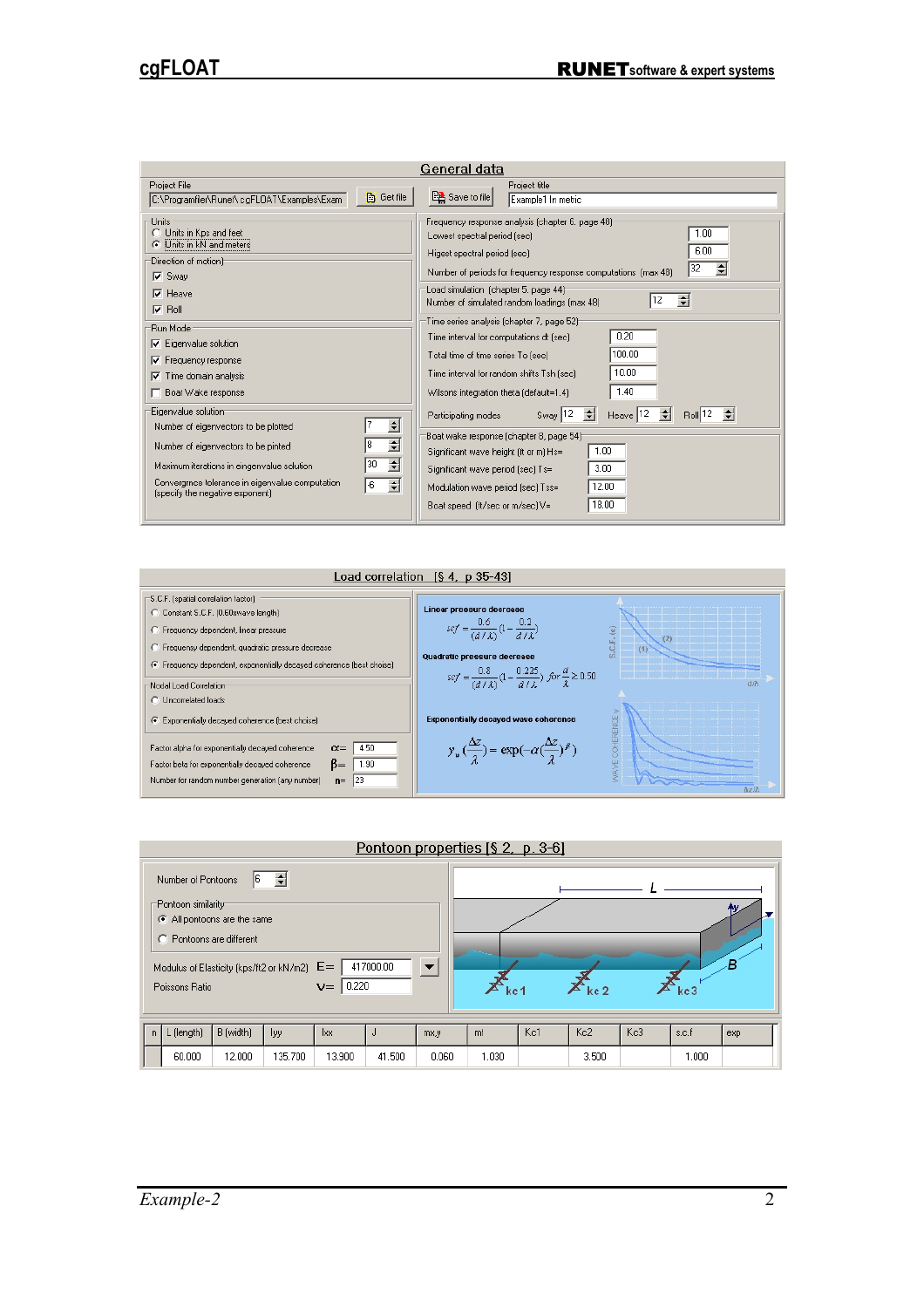## General data

Project File: C:\Programfiler\Runet\ cgFLOAT\Examples\Exam — Get file — Save to file

Project title: Example1 In metric

**Units**

- ( ) Units in Kps and feet
- (•) Units in kN and meters

**Direction of motion**

- [x] Sway
- [x] Heave
- [x] Roll

**Run Mode**

- [x] Eigenvalue solution
- [x] Frequency response
- [x] Time domain analysis
- [ ] Boat Wake response

**Eigenvalue solution**

| | |
|---|---|
| Number of eigenvectors to be plotted | 7 |
| Number of eigenvectors to be pinted | 8 |
| Maximum iterations in eingenvalue solution | 30 |
| Convergnce tolerance in eigenvalue computation (specify the negative exponent) | 6 |

**Frequency response analysis (chapter 6, page 48)**

| | |
|---|---|
| Lowest spectral period (sec) | 1.00 |
| Higest spectral period (sec) | 6.00 |
| Number of periods for frequency response computations (max 48) | 32 |

**Load simulation (chapter 5, page 44)**

| | |
|---|---|
| Number of simulated random loadings (max 48) | 12 |

**Time series analysis (chapter 7, page 52)**

| | |
|---|---|
| Time interval for computations dt (sec) | 0.20 |
| Total time of time series To (sec) | 100.00 |
| Time interval for random shifts Tsh (sec) | 10.00 |
| Wilsons integration theta (default=1.4) | 1.40 |
| Participating modes | Sway 12, Heave 12, Roll 12 |

**Boat wake response (chapter 8, page 54)**

| | |
|---|---|
| Significant wave height (ft or m) Hs= | 1.00 |
| Significant wave perod (sec) Ts= | 3.00 |
| Modulation wave perod (sec) Tss= | 12.00 |
| Boat speed (ft/sec or m/sec) V= | 18.00 |

## Load correlation [§ 4, p 35-43]

**S.C.F. (spatial correlation factor)**

- ( ) Constant S.C.F. (0.60xwave length)
- ( ) Frequency dependent, linear pressure
- ( ) Frequency dependent, quadratic pressure decrease
- (•) Frequency dependent, exponentially decayed coherence (best choise)

**Nodal Load Correlation**

- ( ) Uncorrelated loads
- (•) Exponentially decayed coherence (best choise)

| | | |
|---|---|---|
| Factor alpha for exponentially decayed coherence | $\alpha=$ | 4.50 |
| Factor beta for exponentially decayed coherence | $\beta=$ | 1.90 |
| Number for random number generation (any number) | n= | 23 |

**Linear pressure decrease**

$$scf = \frac{0.6}{(d/\lambda)}\left(1-\frac{0.2}{d/\lambda}\right)$$

**Quadratic pressure decrease**

$$scf = \frac{0.8}{(d/\lambda)}\left(1-\frac{0.225}{d/\lambda}\right),\ for\ \frac{d}{\lambda} \geq 0.50$$

**Exponentially decayed wave coherence**

$$\gamma_u\left(\frac{\Delta z}{\lambda}\right) = \exp\left(-\alpha\left(\frac{\Delta z}{\lambda}\right)^{\beta}\right)$$

## Pontoon properties [§ 2, p. 3-6]

Number of Pontoons: 6

**Pontoon similarity**

- (•) All pontoons are the same
- ( ) Pontoons are different

| | | |
|---|---|---|
| Modulus of Elasticity (kps/ft2 or kN/m2) | E= | 417000.00 |
| Poissons Ratio | $\nu=$ | 0.220 |

| n | L (length) | B (width) | Iyy | Ixx | J | mx,y | mI | Kc1 | Kc2 | Kc3 | s.c.f | exp |
|---|---|---|---|---|---|---|---|---|---|---|---|---|
| | 60.000 | 12.000 | 135.700 | 13.900 | 41.500 | 0.060 | 1.030 | | 3.500 | | 1.000 | |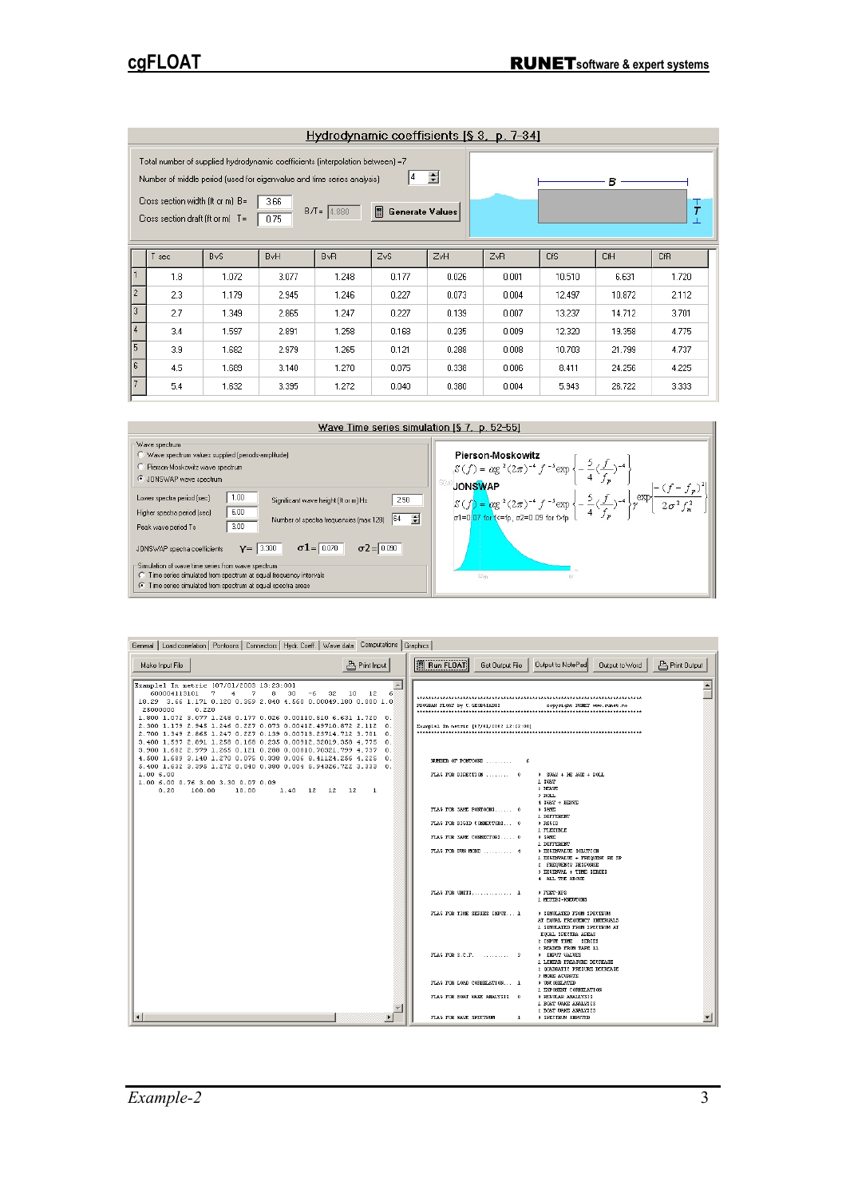## Hydrodynamic coeffisients [§ 3, p. 7-34]

Total number of supplied hydrodynamic coefficients (interpolation between) =7

Number of middle period (used for eigenvalue and time series analysis) 4

Cross section width (ft or m) B= 3.66

Cross section draft (ft or m) T= 0.75

B/T= 4.880

Generate Values

| | T sec | BvS | BvH | BvR | ZvS | ZvH | ZvR | CfS | CfH | CfR |
|---|---|---|---|---|---|---|---|---|---|---|
| 1 | 1.8 | 1.072 | 3.077 | 1.248 | 0.177 | 0.026 | 0.001 | 10.510 | 6.631 | 1.720 |
| 2 | 2.3 | 1.179 | 2.945 | 1.246 | 0.227 | 0.073 | 0.004 | 12.497 | 10.872 | 2.112 |
| 3 | 2.7 | 1.349 | 2.865 | 1.247 | 0.227 | 0.139 | 0.007 | 13.237 | 14.712 | 3.701 |
| 4 | 3.4 | 1.597 | 2.891 | 1.258 | 0.168 | 0.235 | 0.009 | 12.320 | 19.358 | 4.775 |
| 5 | 3.9 | 1.682 | 2.979 | 1.265 | 0.121 | 0.288 | 0.008 | 10.703 | 21.799 | 4.737 |
| 6 | 4.5 | 1.689 | 3.140 | 1.270 | 0.075 | 0.338 | 0.006 | 8.411 | 24.256 | 4.225 |
| 7 | 5.4 | 1.632 | 3.395 | 1.272 | 0.040 | 0.380 | 0.004 | 5.943 | 26.722 | 3.333 |

## Wave Time series simulation [§ 7, p. 52-55]

Wave spectrum
- Wave spectrum values supplied (periods-amplitude)
- Pierson Moskowitz wave spectrum
- JONSWAP wave spectrum

Lower spectra period (sec) 1.00

Higher spectra period (sec) 6.00

Peak wave period Ts 3.00

Significant wave height (ft or m) Hs 2.50

Number of spectra frequencies (max 128) 64

JONSWAP spectra coefficients $\gamma=$ 3.300 $\sigma 1=$ 0.070 $\sigma 2=$ 0.090

Simulation of wave time series from wave spectrum
- Time series simulated from spectrum at equal frequency intervals
- Time series simulated from spectrum at equal spectra areas

Pierson-Moskowitz

$$S(f) = \alpha g^2 (2\pi)^{-4} f^{-5} \exp\left\{-\frac{5}{4}\left(\frac{f}{f_p}\right)^{-4}\right\}$$

JONSWAP

$$S(f) = \alpha g^2 (2\pi)^{-4} f^{-5} \exp\left\{-\frac{5}{4}\left(\frac{f}{f_p}\right)^{-4}\right\} \gamma^{\exp\left[\frac{-(f-f_p)^2}{2\sigma^2 f_p^2}\right]}$$

σ1=0.07 for f<=fp, σ2=0.09 for f>fp

General | Load correlation | Pontoons | Connectors | Hydr. Coeff. | Wave data | Computations | Graphics

Make Input File | Print Input | Run FLOAT | Get Output File | Output to NotePad | Output to Word | Print Output

```
Example1 In metric [07/01/2003 13:23:00]
  600004113101    7    4    7    8   30    -6   32   10   12   6
10.29  3.66 1.171 0.120 0.869 2.040 4.560 0.00049.100 0.000 1.0
 25000000     0.220
1.800 1.072 3.077 1.248 0.177 0.026 0.00110.510 6.631 1.720  0.
2.300 1.179 2.945 1.246 0.227 0.073 0.00412.49710.872 2.112  0.
2.700 1.349 2.865 1.247 0.227 0.139 0.00713.23714.712 3.701  0.
3.400 1.597 2.891 1.258 0.168 0.235 0.00912.32019.358 4.775  0.
3.900 1.682 2.979 1.265 0.121 0.288 0.00810.70321.799 4.737  0.
4.500 1.689 3.140 1.270 0.075 0.338 0.006 8.41124.256 4.225  0.
5.400 1.632 3.395 1.272 0.040 0.380 0.004 5.94326.722 3.333  0.
1.00 6.00
1.00 6.00 0.76 3.00 3.30 0.07 0.09
   0.20    100.00    10.00      1.40   12   12   12    1
```

```
**************************************************************
PROGRAM FLOAT by C. GEORGIADIS          copyright RUNET www.runet.ro
**************************************************************

Example1 In metric [07/01/2003 13:23:00]
**************************************************************

NUMBER OF PONTOONS .........    6

FLAG FOR DIRECTION ........   0     0 SWAY + HE AVE + ROLL
                                    1 SWAY
                                    2 HEAVE
                                    3 ROLL
                                    4 SWAY + HEAVE
FLAG FOR SAME PONTOONS.....   0     0 SAME
                                    1 DIFFERENT
FLAG FOR RIGID CONNECTORS...  0     0 RIGID
                                    1 FLEXIBLE
FLAG FOR SAME CONNECTORS ...  0     0 SAME
                                    1 DIFFERENT
FLAG FOR SUB MODE .........   4     0 EIGENVALUE SOLUTION
                                    1 EIGENVALUE + FREQUENC RE SP
                                    2 FREQUENCY RESPONSE
                                    3 EIGENVAL + TIME SERIES
                                    4 ALL THE ABOVE

FLAG FOR UNITS.............   1     0 FEET-KPS
                                    1 METERS-NEWTONS

FLAG FOR TIME SERIES INPUT...  1    0 SIMULATED FROM SPECTRUM
                                    AT EQUAL FREQUENCY INTERVALS
                                    1 SIMULATED FROM SPECTRUM AT
                                    EQUAL SPECTRA AREAS
                                    2 INPUT TIME SERIES
                                    3 READED FROM TAPE 11
FLAG FOR S.C.F.   .........   2     0 INPUT VALUES
                                    1 LINEAR PRESSURE DECREASE
                                    2 QUADRATIC PRESSURE DECREASE
                                    3 MORE ACCURATE
FLAG FOR LOAD CORRELATION...  1     0 UNCORRELATED
                                    1 EXPONENT CORRELATION
FLAG FOR BOAT WAKE ANALYSIS   0     0 REGULAR ANALYSIS
                                    1 BOAT WAKE ANALYSIS
                                    2 BOAT WAKE ANALYSIS
FLAG FOR WAVE SPECTRUM        1     0 SPECTRUM INPUTED
```

*Example-2*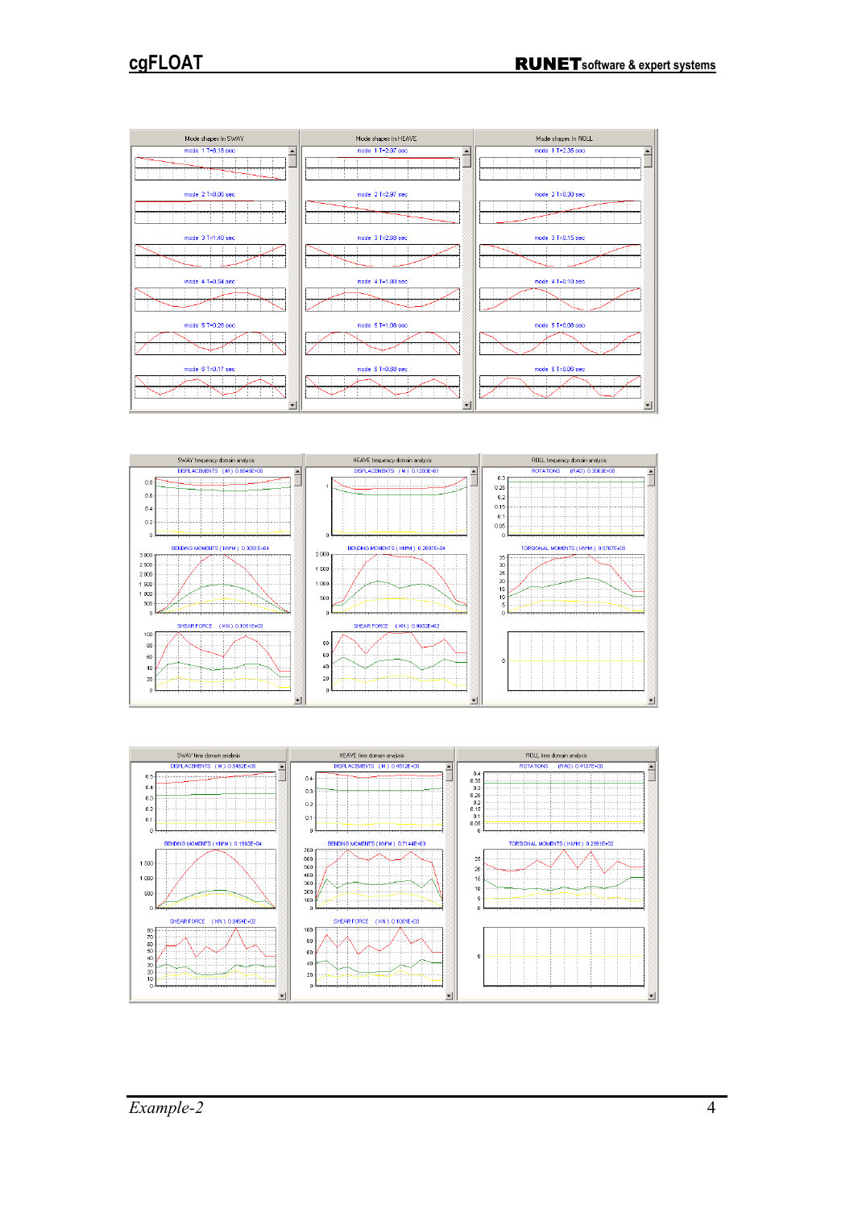Mode shapes in SWAY

mode 1 T=8.18 sec

mode 2 T=8.06 sec

mode 3 T=1.48 sec

mode 4 T=0.54 sec

mode 5 T=0.28 sec

mode 6 T=0.17 sec

Mode shapes in HEAVE

mode 1 T=2.97 sec

mode 2 T=2.97 sec

mode 3 T=2.68 sec

mode 4 T=1.80 sec

mode 5 T=1.08 sec

mode 6 T=0.68 sec

Mode shapes in ROLL

mode 1 T=2.35 sec

mode 2 T=0.30 sec

mode 3 T=0.15 sec

mode 4 T=0.10 sec

mode 5 T=0.08 sec

mode 6 T=0.06 sec

SWAY frequency domain analysis

DISPLACEMENTS (M) 0.8845E+00

BENDING MOMENTS (KN\*M) 0.3051E+04

SHEAR FORCE (KN) 0.1051E+03

HEAVE frequency domain analysis

DISPLACEMENTS (M) 0.1200E+01

BENDING MOMENTS (KN\*M) 0.2097E+04

SHEAR FORCE (KN) 0.9632E+02

ROLL frequency domain analysis

ROTATIONS (RAD) 0.3063E+00

TORSIONAL MOMENTS (KN\*M) 0.3707E+02

SWAY time domain analysis

DISPLACEMENTS (M) 0.5462E+00

BENDING MOMENTS (KN\*M) 0.1993E+04

SHEAR FORCE (KN) 0.8454E+02

HEAVE time domain analysis

DISPLACEMENTS (M) 0.4512E+00

BENDING MOMENTS (KN\*M) 0.7144E+03

SHEAR FORCE (KN) 0.1081E+03

ROLL time domain analysis

ROTATIONS (RAD) 0.4137E+00

TORSIONAL MOMENTS (KN\*M) 0.2991E+02

*Example-2*